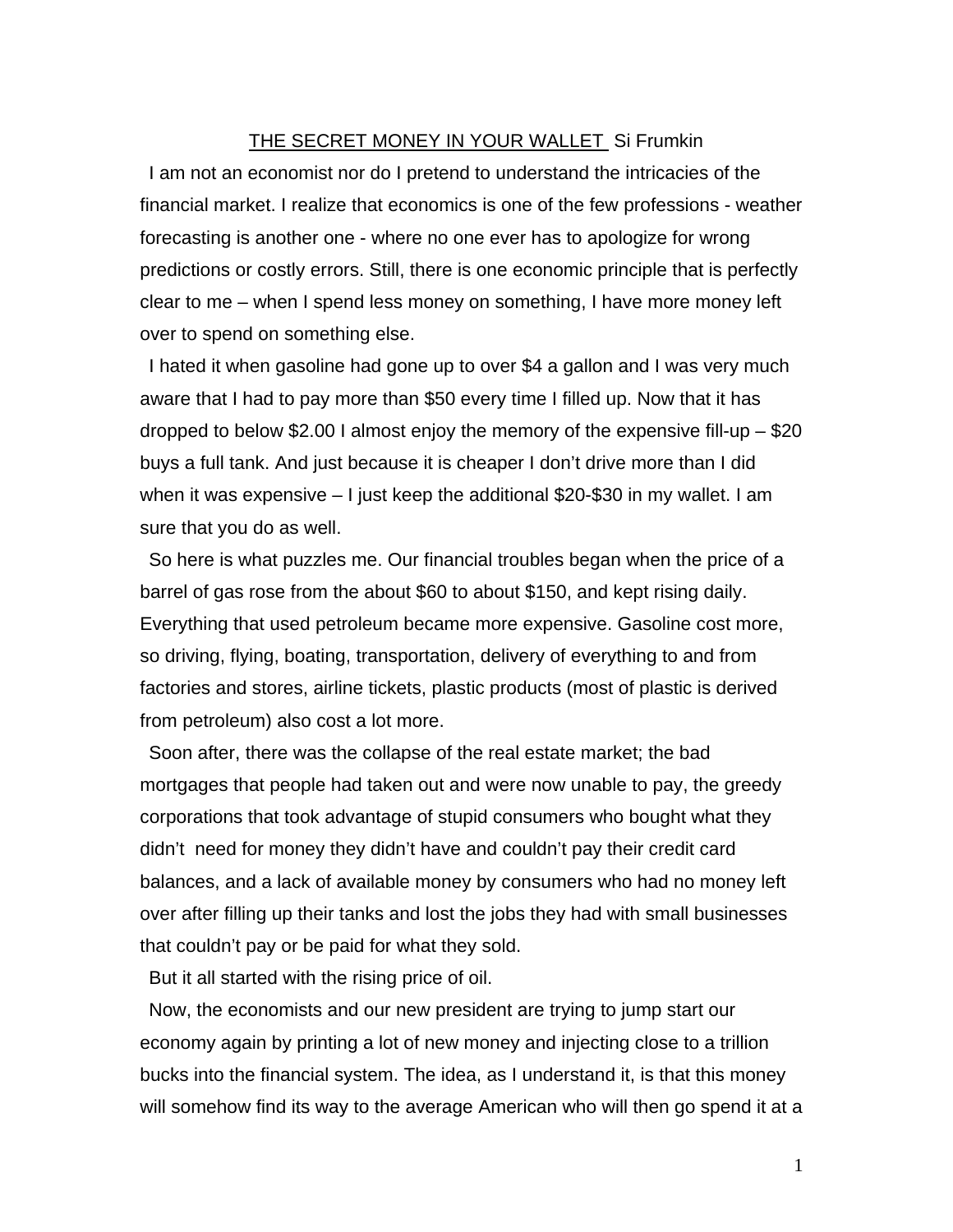<u>THE SECRET MONEY IN YOUR WALLET</u> Si Frumkin

I am not an economist nor do I pretend to understand the intricacies of the financial market. I realize that economics is one of the few professions - weather forecasting is another one - where no one ever has to apologize for wrong predictions or costly errors. Still, there is one economic principle that is perfectly clear to me – when I spend less money on something, I have more money left over to spend on something else.

I hated it when gasoline had gone up to over $4 a gallon and I was very much aware that I had to pay more than $50 every time I filled up. Now that it has dropped to below $2.00 I almost enjoy the memory of the expensive fill-up – $20 buys a full tank. And just because it is cheaper I don't drive more than I did when it was expensive – I just keep the additional $20-$30 in my wallet. I am sure that you do as well.

So here is what puzzles me. Our financial troubles began when the price of a barrel of gas rose from the about $60 to about $150, and kept rising daily. Everything that used petroleum became more expensive. Gasoline cost more, so driving, flying, boating, transportation, delivery of everything to and from factories and stores, airline tickets, plastic products (most of plastic is derived from petroleum) also cost a lot more.

Soon after, there was the collapse of the real estate market; the bad mortgages that people had taken out and were now unable to pay, the greedy corporations that took advantage of stupid consumers who bought what they didn't need for money they didn't have and couldn't pay their credit card balances, and a lack of available money by consumers who had no money left over after filling up their tanks and lost the jobs they had with small businesses that couldn't pay or be paid for what they sold.

But it all started with the rising price of oil.

Now, the economists and our new president are trying to jump start our economy again by printing a lot of new money and injecting close to a trillion bucks into the financial system. The idea, as I understand it, is that this money will somehow find its way to the average American who will then go spend it at a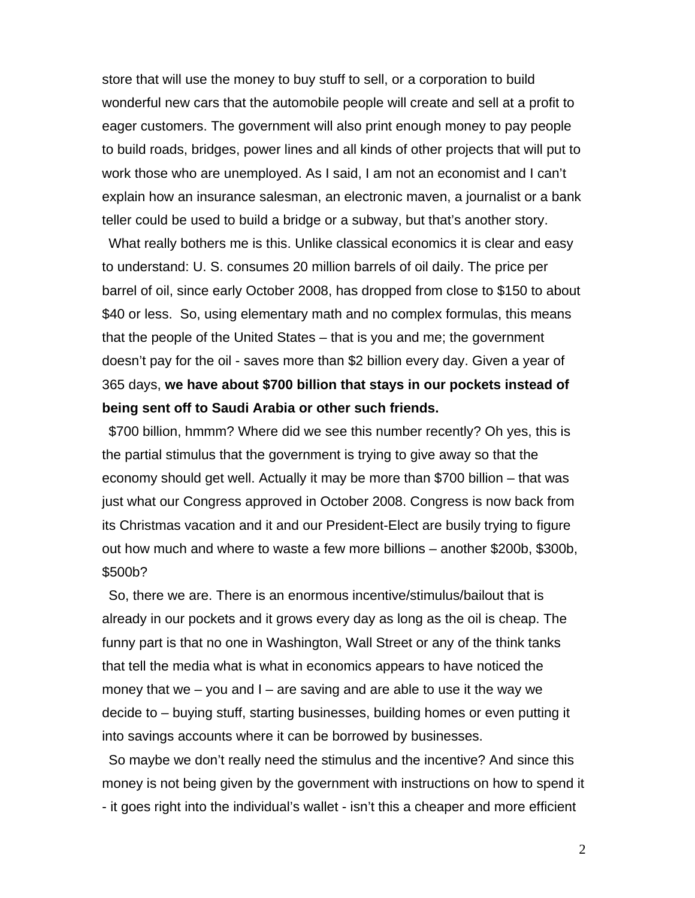store that will use the money to buy stuff to sell, or a corporation to build wonderful new cars that the automobile people will create and sell at a profit to eager customers. The government will also print enough money to pay people to build roads, bridges, power lines and all kinds of other projects that will put to work those who are unemployed. As I said, I am not an economist and I can't explain how an insurance salesman, an electronic maven, a journalist or a bank teller could be used to build a bridge or a subway, but that's another story.

What really bothers me is this. Unlike classical economics it is clear and easy to understand: U. S. consumes 20 million barrels of oil daily. The price per barrel of oil, since early October 2008, has dropped from close to $150 to about $40 or less. So, using elementary math and no complex formulas, this means that the people of the United States – that is you and me; the government doesn't pay for the oil - saves more than $2 billion every day. Given a year of 365 days, **we have about $700 billion that stays in our pockets instead of being sent off to Saudi Arabia or other such friends.**

$700 billion, hmmm? Where did we see this number recently? Oh yes, this is the partial stimulus that the government is trying to give away so that the economy should get well. Actually it may be more than $700 billion – that was just what our Congress approved in October 2008. Congress is now back from its Christmas vacation and it and our President-Elect are busily trying to figure out how much and where to waste a few more billions – another $200b, $300b, $500b?

So, there we are. There is an enormous incentive/stimulus/bailout that is already in our pockets and it grows every day as long as the oil is cheap. The funny part is that no one in Washington, Wall Street or any of the think tanks that tell the media what is what in economics appears to have noticed the money that we – you and I – are saving and are able to use it the way we decide to – buying stuff, starting businesses, building homes or even putting it into savings accounts where it can be borrowed by businesses.

So maybe we don't really need the stimulus and the incentive? And since this money is not being given by the government with instructions on how to spend it - it goes right into the individual's wallet - isn't this a cheaper and more efficient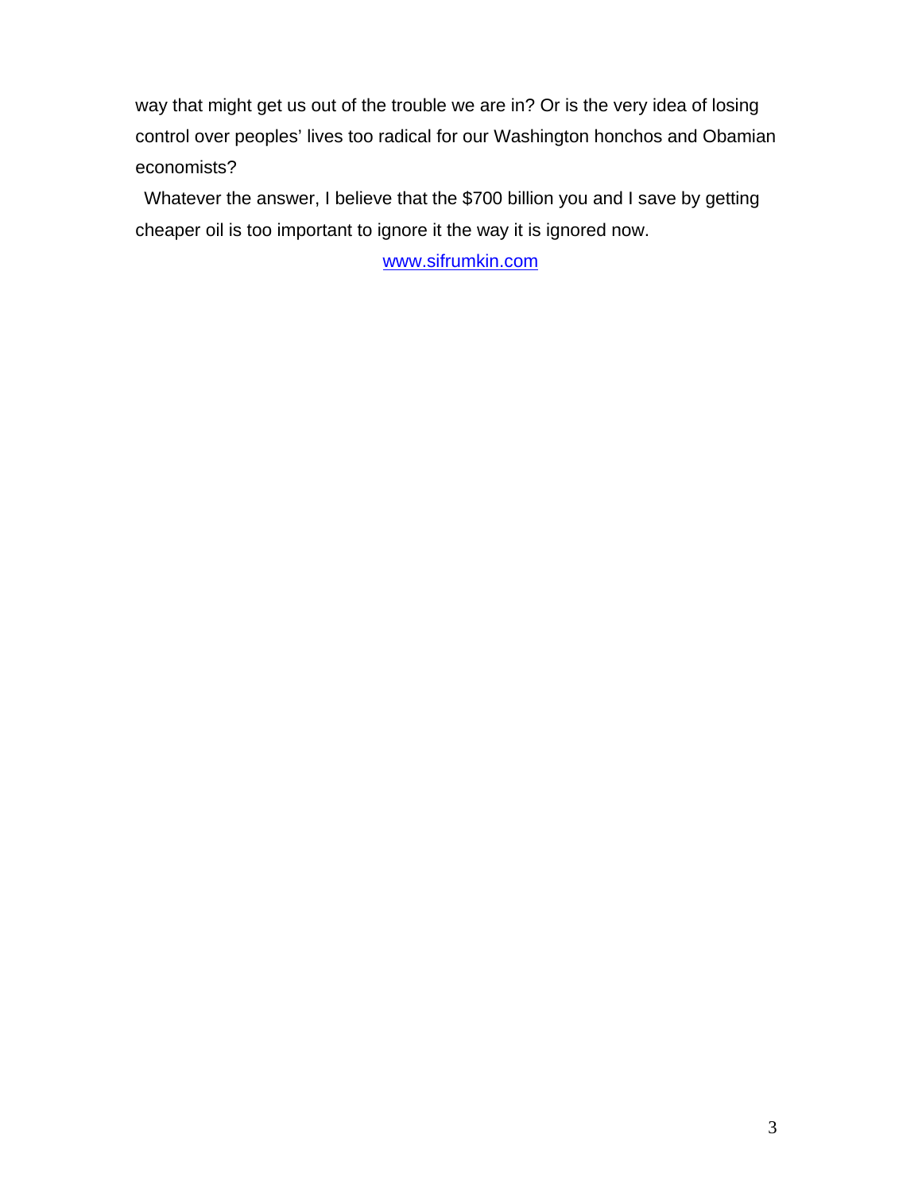way that might get us out of the trouble we are in? Or is the very idea of losing control over peoples' lives too radical for our Washington honchos and Obamian economists?

Whatever the answer, I believe that the $700 billion you and I save by getting cheaper oil is too important to ignore it the way it is ignored now.

www.sifrumkin.com